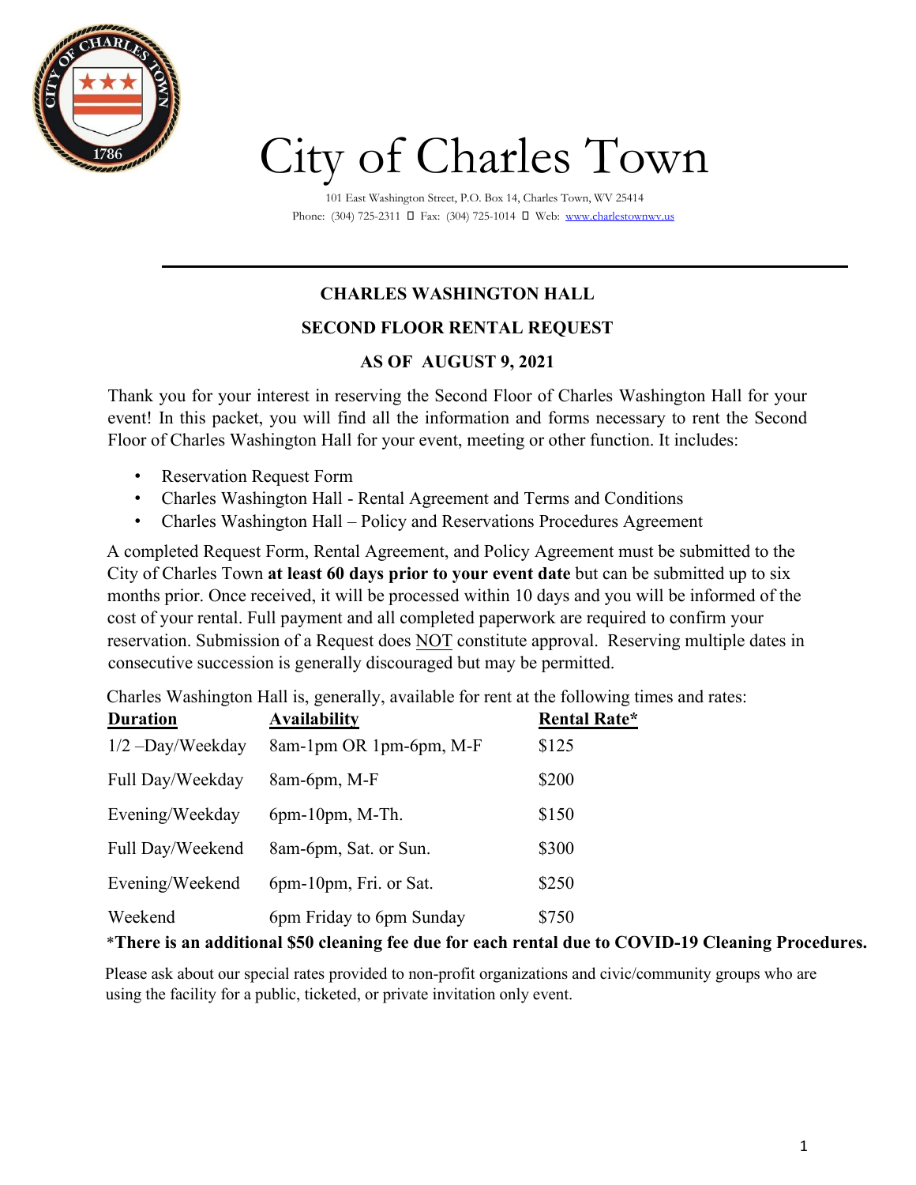# City of Charles Town

101 East Washington Street, P.O. Box 14, Charles Town, WV 25414
Phone: (304) 725-2311 ▯ Fax: (304) 725-1014 ▯ Web: www.charlestownwv.us

---

## CHARLES WASHINGTON HALL

## SECOND FLOOR RENTAL REQUEST

## AS OF AUGUST 9, 2021

Thank you for your interest in reserving the Second Floor of Charles Washington Hall for your event! In this packet, you will find all the information and forms necessary to rent the Second Floor of Charles Washington Hall for your event, meeting or other function. It includes:

- Reservation Request Form
- Charles Washington Hall - Rental Agreement and Terms and Conditions
- Charles Washington Hall – Policy and Reservations Procedures Agreement

A completed Request Form, Rental Agreement, and Policy Agreement must be submitted to the City of Charles Town **at least 60 days prior to your event date** but can be submitted up to six months prior. Once received, it will be processed within 10 days and you will be informed of the cost of your rental. Full payment and all completed paperwork are required to confirm your reservation. Submission of a Request does NOT constitute approval. Reserving multiple dates in consecutive succession is generally discouraged but may be permitted.

Charles Washington Hall is, generally, available for rent at the following times and rates:

| **Duration** | **Availability** | **Rental Rate*** |
|---|---|---|
| 1/2 –Day/Weekday | 8am-1pm OR 1pm-6pm, M-F | $125 |
| Full Day/Weekday | 8am-6pm, M-F | $200 |
| Evening/Weekday | 6pm-10pm, M-Th. | $150 |
| Full Day/Weekend | 8am-6pm, Sat. or Sun. | $300 |
| Evening/Weekend | 6pm-10pm, Fri. or Sat. | $250 |
| Weekend | 6pm Friday to 6pm Sunday | $750 |

***There is an additional $50 cleaning fee due for each rental due to COVID-19 Cleaning Procedures.**

Please ask about our special rates provided to non-profit organizations and civic/community groups who are using the facility for a public, ticketed, or private invitation only event.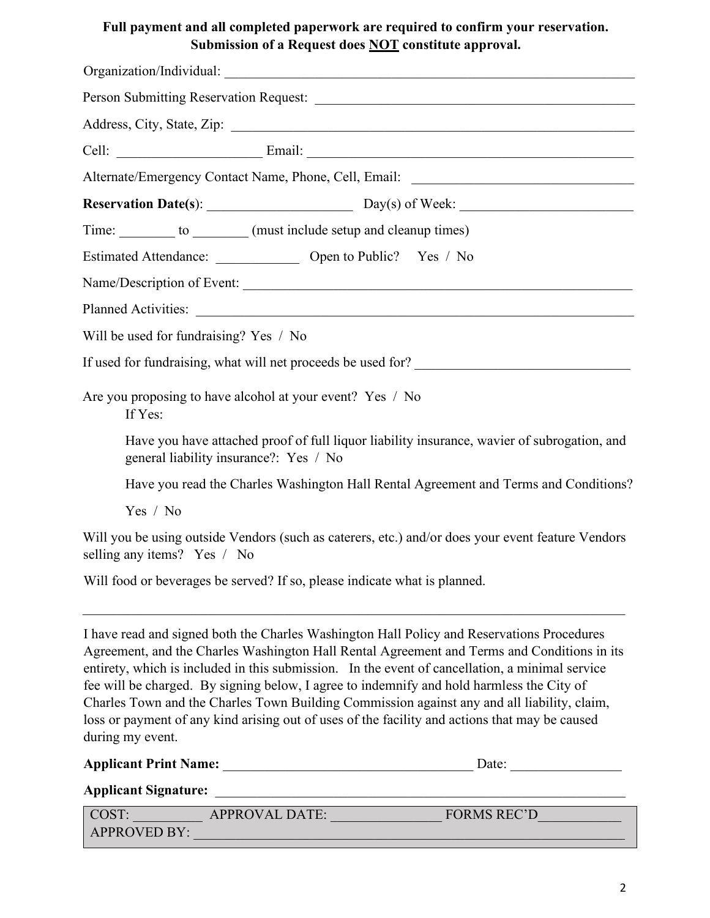**Full payment and all completed paperwork are required to confirm your reservation.**
**Submission of a Request does NOT constitute approval.**

Organization/Individual: ______________________________________________________________

Person Submitting Reservation Request: ______________________________________________

Address, City, State, Zip: ______________________________________________________________

Cell: ____________________ Email: ______________________________________________

Alternate/Emergency Contact Name, Phone, Cell, Email: ______________________________

**Reservation Date(s)**: ____________________ Day(s) of Week: ________________________

Time: ________ to ________ (must include setup and cleanup times)

Estimated Attendance: ____________ Open to Public? Yes / No

Name/Description of Event: ______________________________________________________

Planned Activities: ____________________________________________________________

Will be used for fundraising? Yes / No

If used for fundraising, what will net proceeds be used for? ______________________________

Are you proposing to have alcohol at your event? Yes / No

If Yes:

Have you have attached proof of full liquor liability insurance, wavier of subrogation, and general liability insurance?: Yes / No

Have you read the Charles Washington Hall Rental Agreement and Terms and Conditions?

Yes / No

Will you be using outside Vendors (such as caterers, etc.) and/or does your event feature Vendors selling any items? Yes / No

Will food or beverages be served? If so, please indicate what is planned.

______________________________________________________________________________

I have read and signed both the Charles Washington Hall Policy and Reservations Procedures Agreement, and the Charles Washington Hall Rental Agreement and Terms and Conditions in its entirety, which is included in this submission. In the event of cancellation, a minimal service fee will be charged. By signing below, I agree to indemnify and hold harmless the City of Charles Town and the Charles Town Building Commission against any and all liability, claim, loss or payment of any kind arising out of uses of the facility and actions that may be caused during my event.

**Applicant Print Name:** ___________________________________ Date: ________________

**Applicant Signature:** _____________________________________________________________

| | | |
|---|---|---|
| COST: __________ | APPROVAL DATE: _______________ | FORMS REC'D____________ |
| APPROVED BY: ______________________________________________ | | |